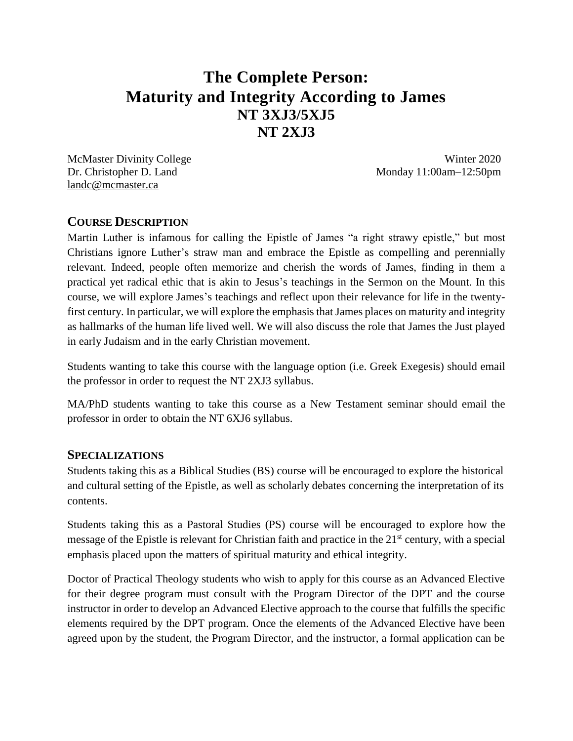# The Complete Person: Maturity and Integrity According to James
## NT 3XJ3/5XJ5
## NT 2XJ3

McMaster Divinity College
Dr. Christopher D. Land
landc@mcmaster.ca

Winter 2020
Monday 11:00am–12:50pm

## COURSE DESCRIPTION

Martin Luther is infamous for calling the Epistle of James "a right strawy epistle," but most Christians ignore Luther's straw man and embrace the Epistle as compelling and perennially relevant. Indeed, people often memorize and cherish the words of James, finding in them a practical yet radical ethic that is akin to Jesus's teachings in the Sermon on the Mount. In this course, we will explore James's teachings and reflect upon their relevance for life in the twenty-first century. In particular, we will explore the emphasis that James places on maturity and integrity as hallmarks of the human life lived well. We will also discuss the role that James the Just played in early Judaism and in the early Christian movement.

Students wanting to take this course with the language option (i.e. Greek Exegesis) should email the professor in order to request the NT 2XJ3 syllabus.

MA/PhD students wanting to take this course as a New Testament seminar should email the professor in order to obtain the NT 6XJ6 syllabus.

## SPECIALIZATIONS

Students taking this as a Biblical Studies (BS) course will be encouraged to explore the historical and cultural setting of the Epistle, as well as scholarly debates concerning the interpretation of its contents.

Students taking this as a Pastoral Studies (PS) course will be encouraged to explore how the message of the Epistle is relevant for Christian faith and practice in the 21st century, with a special emphasis placed upon the matters of spiritual maturity and ethical integrity.

Doctor of Practical Theology students who wish to apply for this course as an Advanced Elective for their degree program must consult with the Program Director of the DPT and the course instructor in order to develop an Advanced Elective approach to the course that fulfills the specific elements required by the DPT program. Once the elements of the Advanced Elective have been agreed upon by the student, the Program Director, and the instructor, a formal application can be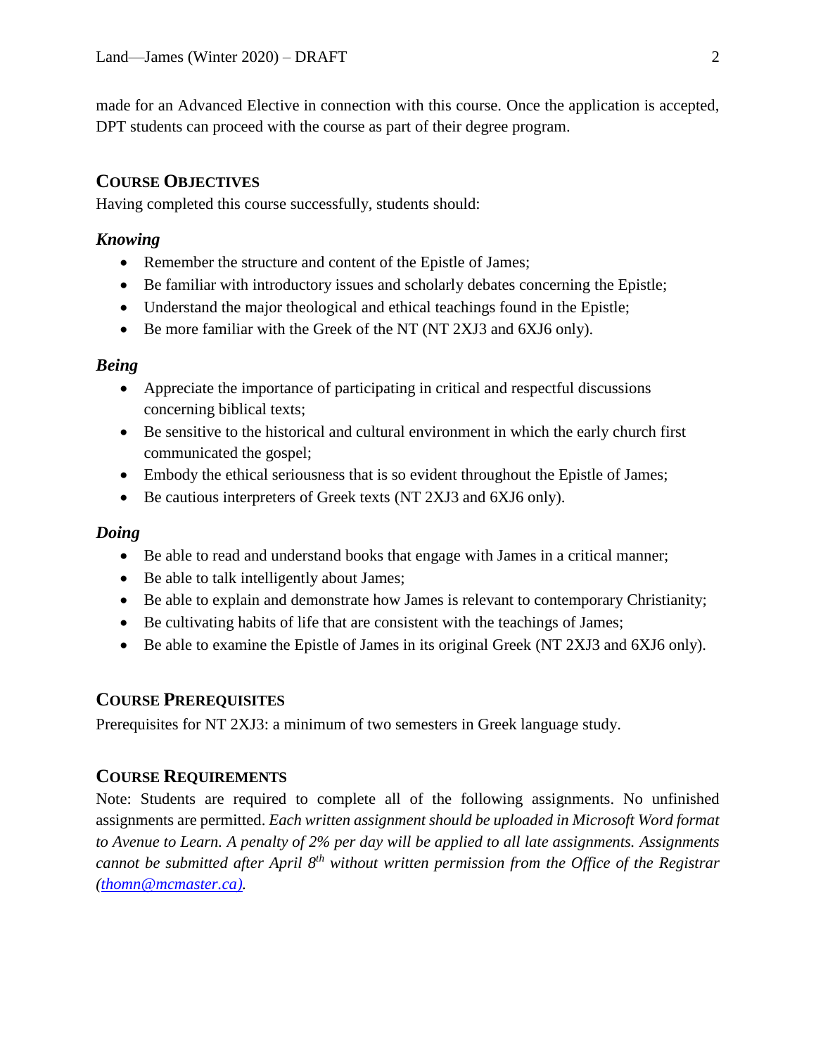made for an Advanced Elective in connection with this course. Once the application is accepted, DPT students can proceed with the course as part of their degree program.

## Course Objectives

Having completed this course successfully, students should:

### *Knowing*

- Remember the structure and content of the Epistle of James;
- Be familiar with introductory issues and scholarly debates concerning the Epistle;
- Understand the major theological and ethical teachings found in the Epistle;
- Be more familiar with the Greek of the NT (NT 2XJ3 and 6XJ6 only).

### *Being*

- Appreciate the importance of participating in critical and respectful discussions concerning biblical texts;
- Be sensitive to the historical and cultural environment in which the early church first communicated the gospel;
- Embody the ethical seriousness that is so evident throughout the Epistle of James;
- Be cautious interpreters of Greek texts (NT 2XJ3 and 6XJ6 only).

### *Doing*

- Be able to read and understand books that engage with James in a critical manner;
- Be able to talk intelligently about James;
- Be able to explain and demonstrate how James is relevant to contemporary Christianity;
- Be cultivating habits of life that are consistent with the teachings of James;
- Be able to examine the Epistle of James in its original Greek (NT 2XJ3 and 6XJ6 only).

## Course Prerequisites

Prerequisites for NT 2XJ3: a minimum of two semesters in Greek language study.

## Course Requirements

Note: Students are required to complete all of the following assignments. No unfinished assignments are permitted. *Each written assignment should be uploaded in Microsoft Word format to Avenue to Learn. A penalty of 2% per day will be applied to all late assignments. Assignments cannot be submitted after April 8th without written permission from the Office of the Registrar (thomn@mcmaster.ca).*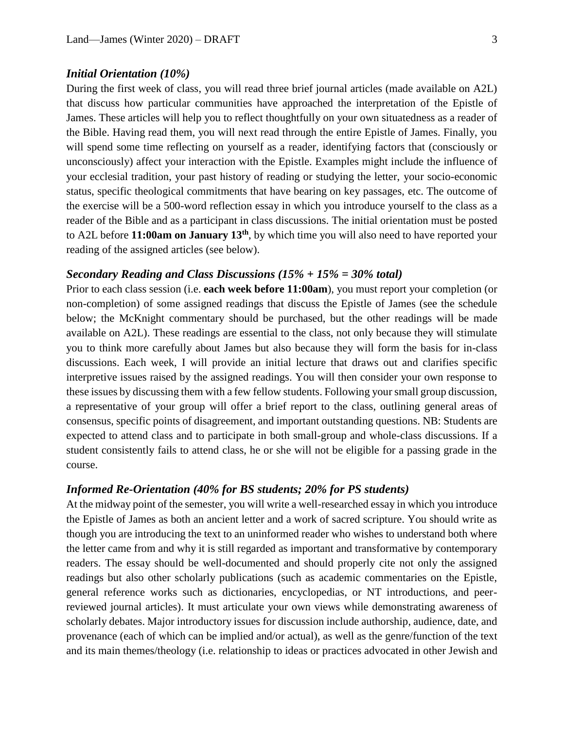### *Initial Orientation (10%)*

During the first week of class, you will read three brief journal articles (made available on A2L) that discuss how particular communities have approached the interpretation of the Epistle of James. These articles will help you to reflect thoughtfully on your own situatedness as a reader of the Bible. Having read them, you will next read through the entire Epistle of James. Finally, you will spend some time reflecting on yourself as a reader, identifying factors that (consciously or unconsciously) affect your interaction with the Epistle. Examples might include the influence of your ecclesial tradition, your past history of reading or studying the letter, your socio-economic status, specific theological commitments that have bearing on key passages, etc. The outcome of the exercise will be a 500-word reflection essay in which you introduce yourself to the class as a reader of the Bible and as a participant in class discussions. The initial orientation must be posted to A2L before **11:00am on January 13th**, by which time you will also need to have reported your reading of the assigned articles (see below).

### *Secondary Reading and Class Discussions (15% + 15% = 30% total)*

Prior to each class session (i.e. **each week before 11:00am**), you must report your completion (or non-completion) of some assigned readings that discuss the Epistle of James (see the schedule below; the McKnight commentary should be purchased, but the other readings will be made available on A2L). These readings are essential to the class, not only because they will stimulate you to think more carefully about James but also because they will form the basis for in-class discussions. Each week, I will provide an initial lecture that draws out and clarifies specific interpretive issues raised by the assigned readings. You will then consider your own response to these issues by discussing them with a few fellow students. Following your small group discussion, a representative of your group will offer a brief report to the class, outlining general areas of consensus, specific points of disagreement, and important outstanding questions. NB: Students are expected to attend class and to participate in both small-group and whole-class discussions. If a student consistently fails to attend class, he or she will not be eligible for a passing grade in the course.

### *Informed Re-Orientation (40% for BS students; 20% for PS students)*

At the midway point of the semester, you will write a well-researched essay in which you introduce the Epistle of James as both an ancient letter and a work of sacred scripture. You should write as though you are introducing the text to an uninformed reader who wishes to understand both where the letter came from and why it is still regarded as important and transformative by contemporary readers. The essay should be well-documented and should properly cite not only the assigned readings but also other scholarly publications (such as academic commentaries on the Epistle, general reference works such as dictionaries, encyclopedias, or NT introductions, and peer-reviewed journal articles). It must articulate your own views while demonstrating awareness of scholarly debates. Major introductory issues for discussion include authorship, audience, date, and provenance (each of which can be implied and/or actual), as well as the genre/function of the text and its main themes/theology (i.e. relationship to ideas or practices advocated in other Jewish and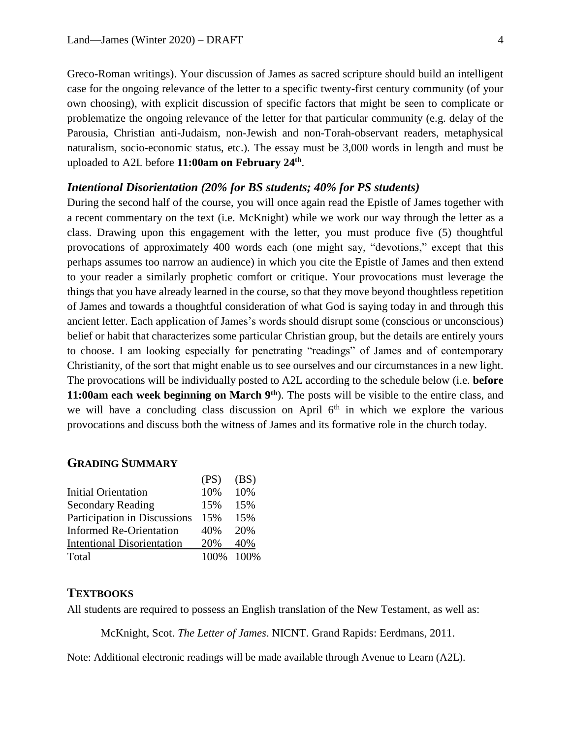Greco-Roman writings). Your discussion of James as sacred scripture should build an intelligent case for the ongoing relevance of the letter to a specific twenty-first century community (of your own choosing), with explicit discussion of specific factors that might be seen to complicate or problematize the ongoing relevance of the letter for that particular community (e.g. delay of the Parousia, Christian anti-Judaism, non-Jewish and non-Torah-observant readers, metaphysical naturalism, socio-economic status, etc.). The essay must be 3,000 words in length and must be uploaded to A2L before **11:00am on February 24th**.

### *Intentional Disorientation (20% for BS students; 40% for PS students)*

During the second half of the course, you will once again read the Epistle of James together with a recent commentary on the text (i.e. McKnight) while we work our way through the letter as a class. Drawing upon this engagement with the letter, you must produce five (5) thoughtful provocations of approximately 400 words each (one might say, "devotions," except that this perhaps assumes too narrow an audience) in which you cite the Epistle of James and then extend to your reader a similarly prophetic comfort or critique. Your provocations must leverage the things that you have already learned in the course, so that they move beyond thoughtless repetition of James and towards a thoughtful consideration of what God is saying today in and through this ancient letter. Each application of James's words should disrupt some (conscious or unconscious) belief or habit that characterizes some particular Christian group, but the details are entirely yours to choose. I am looking especially for penetrating "readings" of James and of contemporary Christianity, of the sort that might enable us to see ourselves and our circumstances in a new light. The provocations will be individually posted to A2L according to the schedule below (i.e. **before 11:00am each week beginning on March 9th**). The posts will be visible to the entire class, and we will have a concluding class discussion on April 6th in which we explore the various provocations and discuss both the witness of James and its formative role in the church today.

## GRADING SUMMARY

| | (PS) | (BS) |
|---|---|---|
| Initial Orientation | 10% | 10% |
| Secondary Reading | 15% | 15% |
| Participation in Discussions | 15% | 15% |
| Informed Re-Orientation | 40% | 20% |
| Intentional Disorientation | 20% | 40% |
| Total | 100% | 100% |

## TEXTBOOKS

All students are required to possess an English translation of the New Testament, as well as:

McKnight, Scot. *The Letter of James*. NICNT. Grand Rapids: Eerdmans, 2011.

Note: Additional electronic readings will be made available through Avenue to Learn (A2L).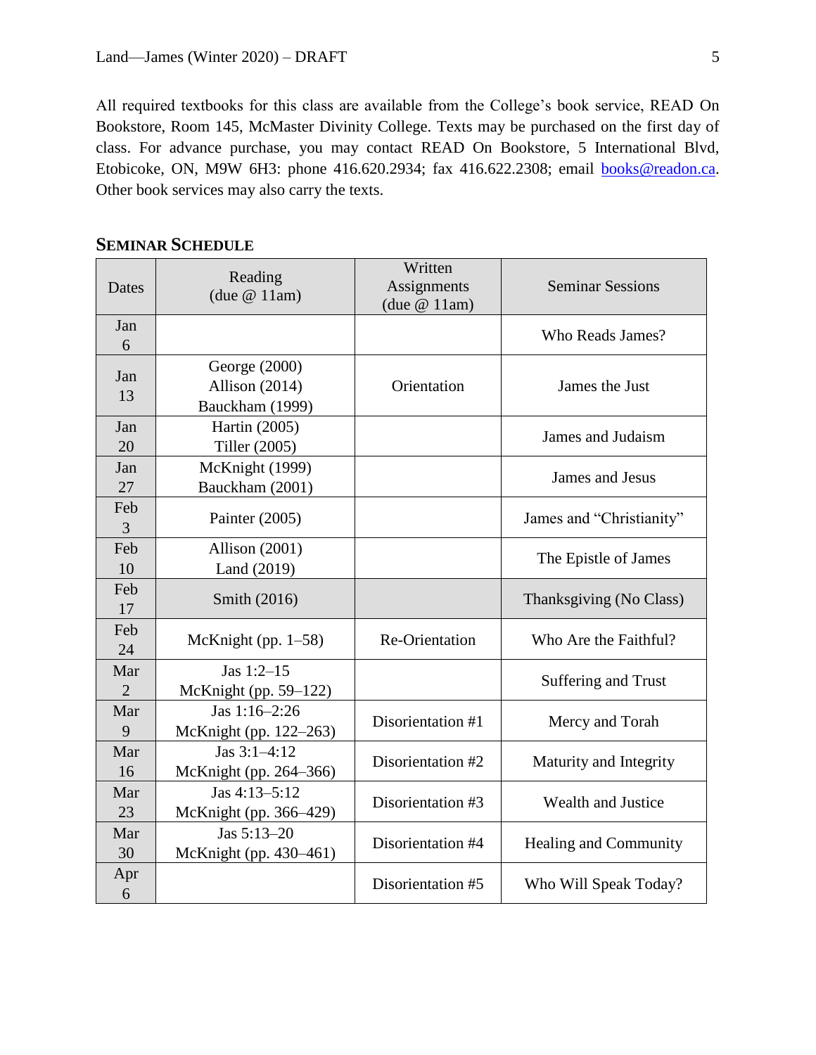All required textbooks for this class are available from the College's book service, READ On Bookstore, Room 145, McMaster Divinity College. Texts may be purchased on the first day of class. For advance purchase, you may contact READ On Bookstore, 5 International Blvd, Etobicoke, ON, M9W 6H3: phone 416.620.2934; fax 416.622.2308; email books@readon.ca. Other book services may also carry the texts.

## SEMINAR SCHEDULE

| Dates | Reading (due @ 11am) | Written Assignments (due @ 11am) | Seminar Sessions |
|---|---|---|---|
| Jan 6 | | | Who Reads James? |
| Jan 13 | George (2000)<br>Allison (2014)<br>Bauckham (1999) | Orientation | James the Just |
| Jan 20 | Hartin (2005)<br>Tiller (2005) | | James and Judaism |
| Jan 27 | McKnight (1999)<br>Bauckham (2001) | | James and Jesus |
| Feb 3 | Painter (2005) | | James and "Christianity" |
| Feb 10 | Allison (2001)<br>Land (2019) | | The Epistle of James |
| Feb 17 | Smith (2016) | | Thanksgiving (No Class) |
| Feb 24 | McKnight (pp. 1–58) | Re-Orientation | Who Are the Faithful? |
| Mar 2 | Jas 1:2–15<br>McKnight (pp. 59–122) | | Suffering and Trust |
| Mar 9 | Jas 1:16–2:26<br>McKnight (pp. 122–263) | Disorientation #1 | Mercy and Torah |
| Mar 16 | Jas 3:1–4:12<br>McKnight (pp. 264–366) | Disorientation #2 | Maturity and Integrity |
| Mar 23 | Jas 4:13–5:12<br>McKnight (pp. 366–429) | Disorientation #3 | Wealth and Justice |
| Mar 30 | Jas 5:13–20<br>McKnight (pp. 430–461) | Disorientation #4 | Healing and Community |
| Apr 6 | | Disorientation #5 | Who Will Speak Today? |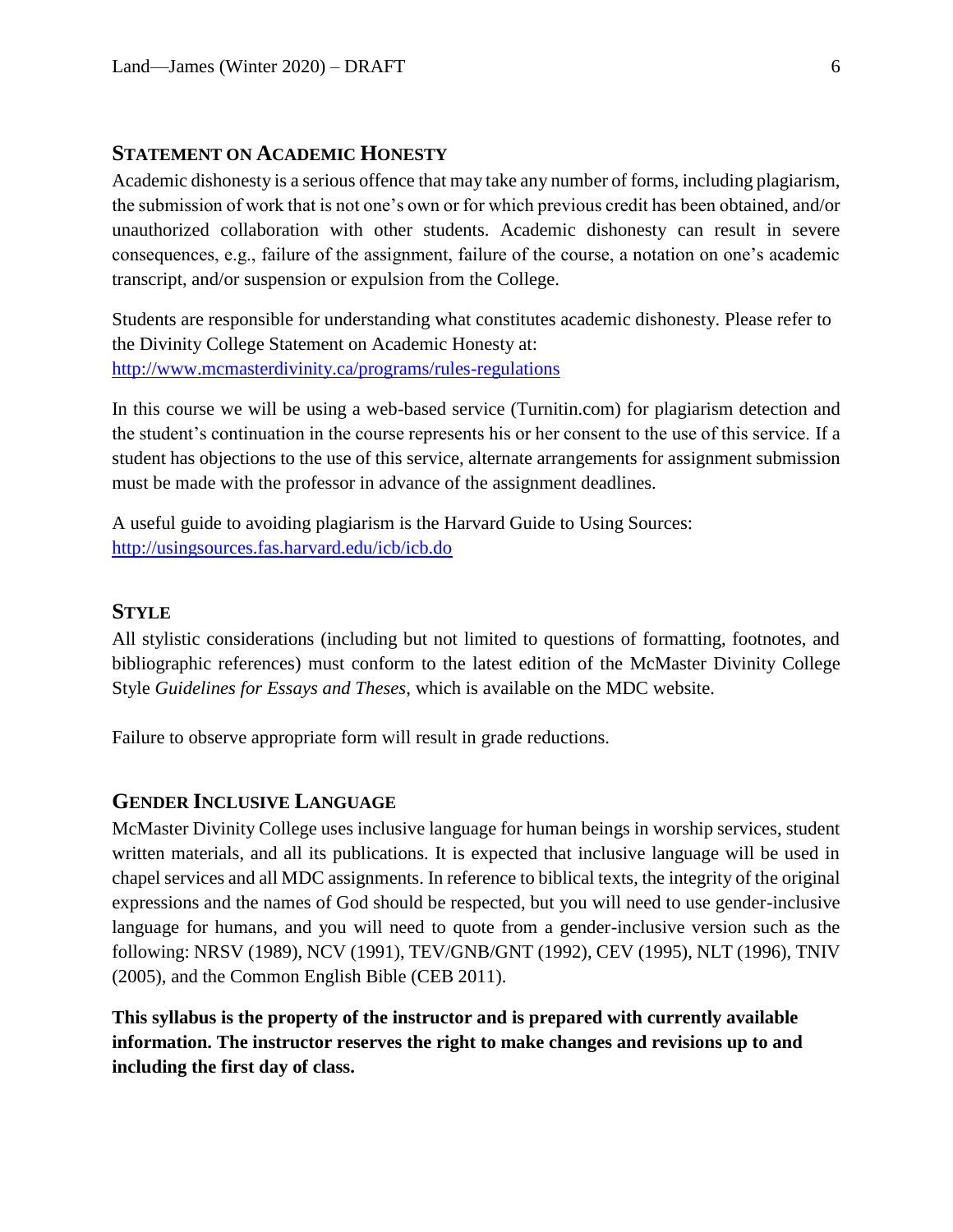## STATEMENT ON ACADEMIC HONESTY

Academic dishonesty is a serious offence that may take any number of forms, including plagiarism, the submission of work that is not one's own or for which previous credit has been obtained, and/or unauthorized collaboration with other students. Academic dishonesty can result in severe consequences, e.g., failure of the assignment, failure of the course, a notation on one's academic transcript, and/or suspension or expulsion from the College.

Students are responsible for understanding what constitutes academic dishonesty. Please refer to the Divinity College Statement on Academic Honesty at:
http://www.mcmasterdivinity.ca/programs/rules-regulations

In this course we will be using a web-based service (Turnitin.com) for plagiarism detection and the student's continuation in the course represents his or her consent to the use of this service. If a student has objections to the use of this service, alternate arrangements for assignment submission must be made with the professor in advance of the assignment deadlines.

A useful guide to avoiding plagiarism is the Harvard Guide to Using Sources:
http://usingsources.fas.harvard.edu/icb/icb.do

## STYLE

All stylistic considerations (including but not limited to questions of formatting, footnotes, and bibliographic references) must conform to the latest edition of the McMaster Divinity College Style *Guidelines for Essays and Theses*, which is available on the MDC website.

Failure to observe appropriate form will result in grade reductions.

## GENDER INCLUSIVE LANGUAGE

McMaster Divinity College uses inclusive language for human beings in worship services, student written materials, and all its publications. It is expected that inclusive language will be used in chapel services and all MDC assignments. In reference to biblical texts, the integrity of the original expressions and the names of God should be respected, but you will need to use gender-inclusive language for humans, and you will need to quote from a gender-inclusive version such as the following: NRSV (1989), NCV (1991), TEV/GNB/GNT (1992), CEV (1995), NLT (1996), TNIV (2005), and the Common English Bible (CEB 2011).

**This syllabus is the property of the instructor and is prepared with currently available information. The instructor reserves the right to make changes and revisions up to and including the first day of class.**